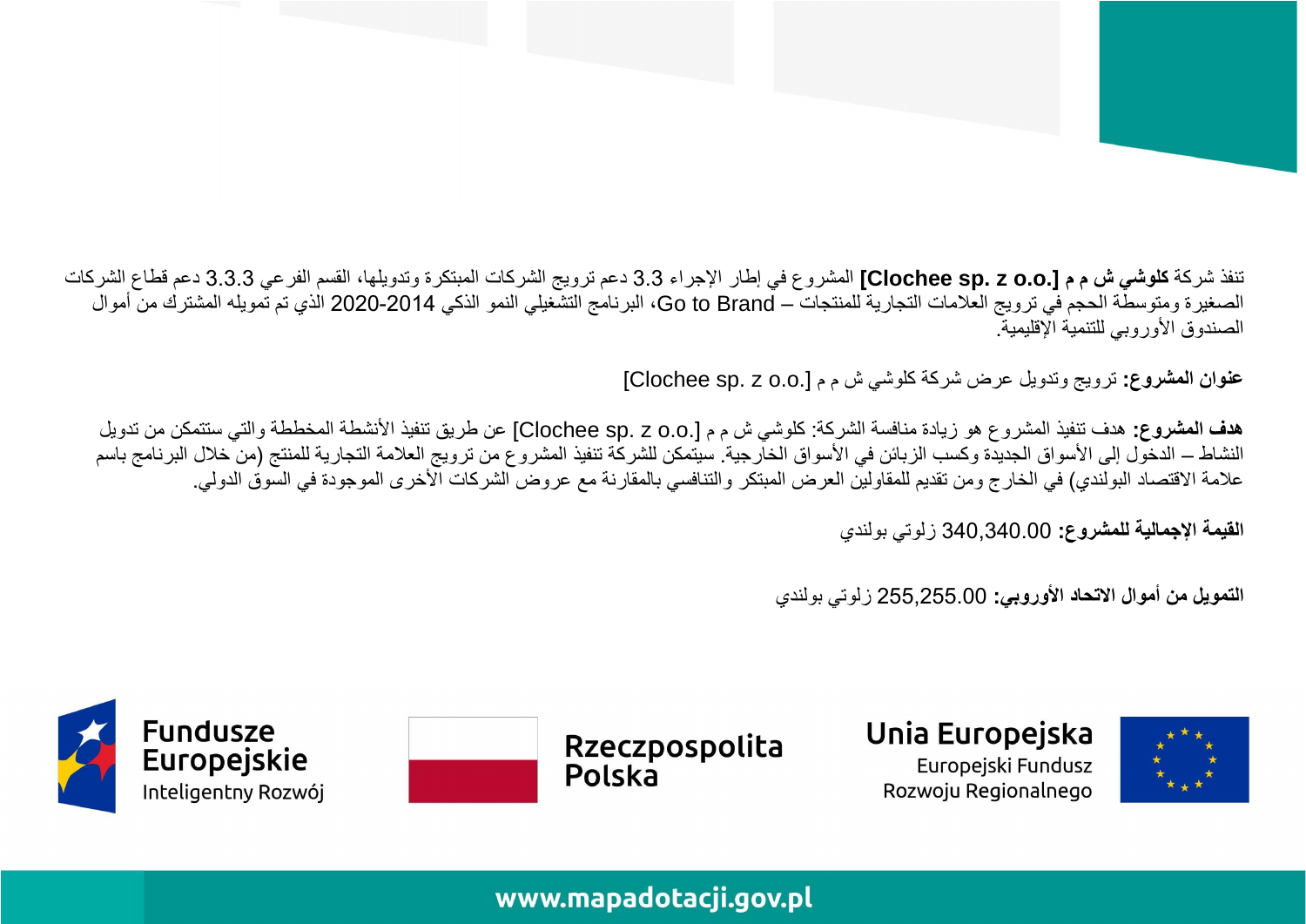تنفذ شركة **كلوشي ش م م [Clochee sp. z o.o.]** المشروع في إطار الإجراء 3.3 دعم ترويج الشركات المبتكرة وتدويلها، القسم الفرعي 3.3.3 دعم قطاع الشركات الصغيرة ومتوسطة الحجم في ترويج العلامات التجارية للمنتجات – Go to Brand، البرنامج التشغيلي النمو الذكي 2014-2020 الذي تم تمويله المشترك من أموال الصندوق الأوروبي للتنمية الإقليمية.

**عنوان المشروع:** ترويج وتدويل عرض شركة كلوشي ش م م [Clochee sp. z o.o.]

**هدف المشروع:** هدف تنفيذ المشروع هو زيادة منافسة الشركة: كلوشي ش م م [Clochee sp. z o.o.] عن طريق تنفيذ الأنشطة المخططة والتي ستتمكن من تدويل النشاط – الدخول إلى الأسواق الجديدة وكسب الزبائن في الأسواق الخارجية. سيتمكن للشركة تنفيذ المشروع من ترويج العلامة التجارية للمنتج (من خلال البرنامج باسم علامة الاقتصاد البولندي) في الخارج ومن تقديم للمقاولين العرض المبتكر والتنافسي بالمقارنة مع عروض الشركات الأخرى الموجودة في السوق الدولي.

**القيمة الإجمالية للمشروع:** 340,340.00 زلوتي بولندي

**التمويل من أموال الاتحاد الأوروبي:** 255,255.00 زلوتي بولندي

Fundusze Europejskie
Inteligentny Rozwój

Rzeczpospolita Polska

Unia Europejska
Europejski Fundusz Rozwoju Regionalnego

www.mapadotacji.gov.pl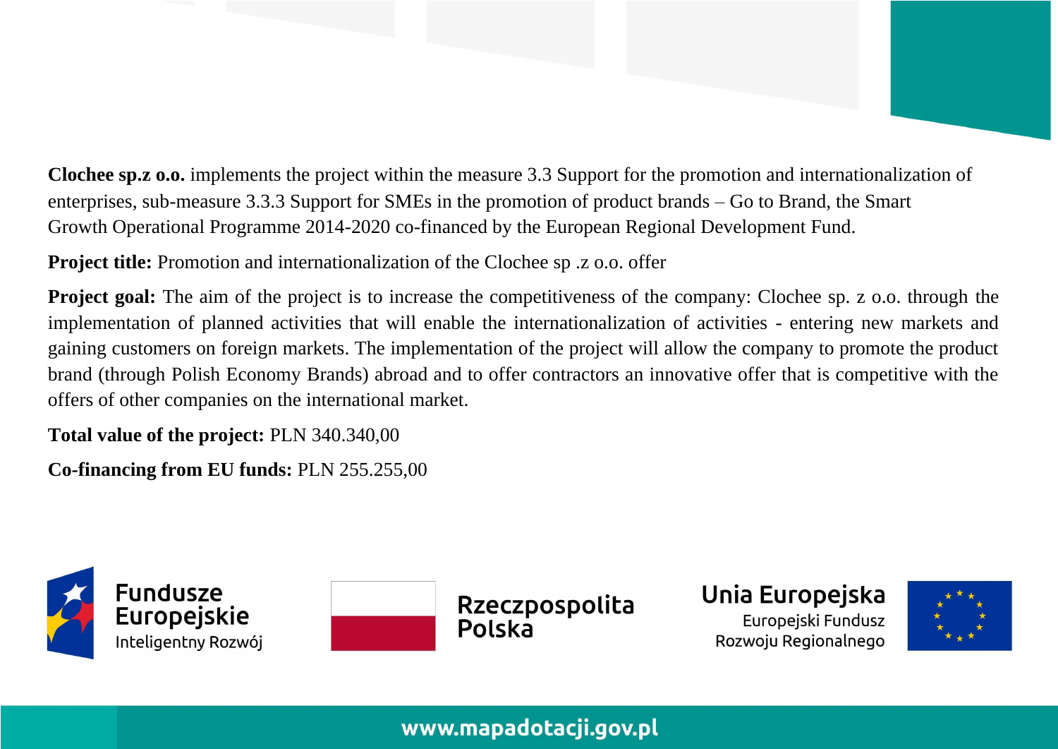**Clochee sp.z o.o.** implements the project within the measure 3.3 Support for the promotion and internationalization of enterprises, sub-measure 3.3.3 Support for SMEs in the promotion of product brands – Go to Brand, the Smart Growth Operational Programme 2014-2020 co-financed by the European Regional Development Fund.

**Project title:** Promotion and internationalization of the Clochee sp .z o.o. offer

**Project goal:** The aim of the project is to increase the competitiveness of the company: Clochee sp. z o.o. through the implementation of planned activities that will enable the internationalization of activities - entering new markets and gaining customers on foreign markets. The implementation of the project will allow the company to promote the product brand (through Polish Economy Brands) abroad and to offer contractors an innovative offer that is competitive with the offers of other companies on the international market.

**Total value of the project:** PLN 340.340,00

**Co-financing from EU funds:** PLN 255.255,00

Fundusze Europejskie
Inteligentny Rozwój

Rzeczpospolita Polska

Unia Europejska
Europejski Fundusz Rozwoju Regionalnego

www.mapadotacji.gov.pl